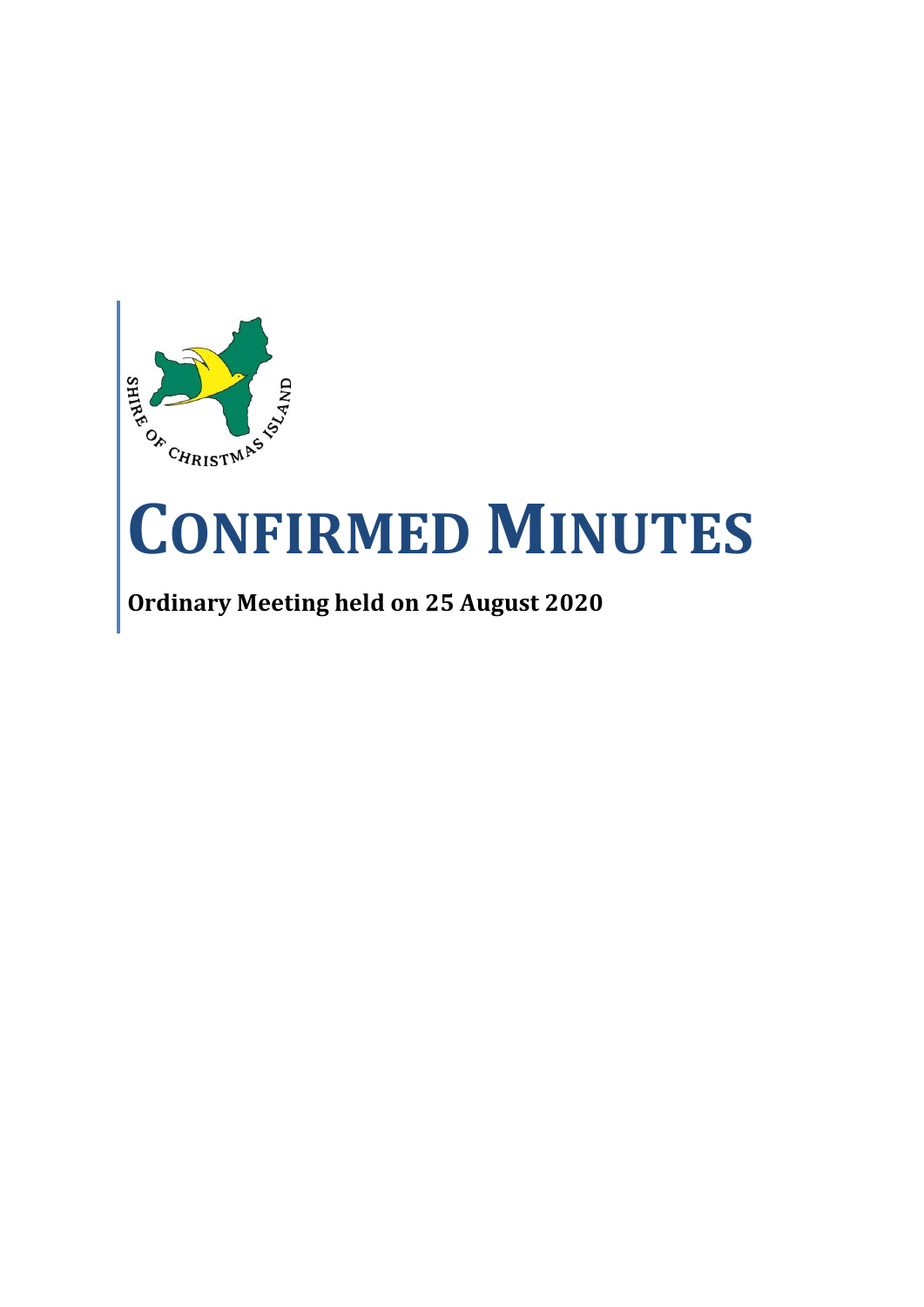SHIRE OF CHRISTMAS ISLAND

# CONFIRMED MINUTES

**Ordinary Meeting held on 25 August 2020**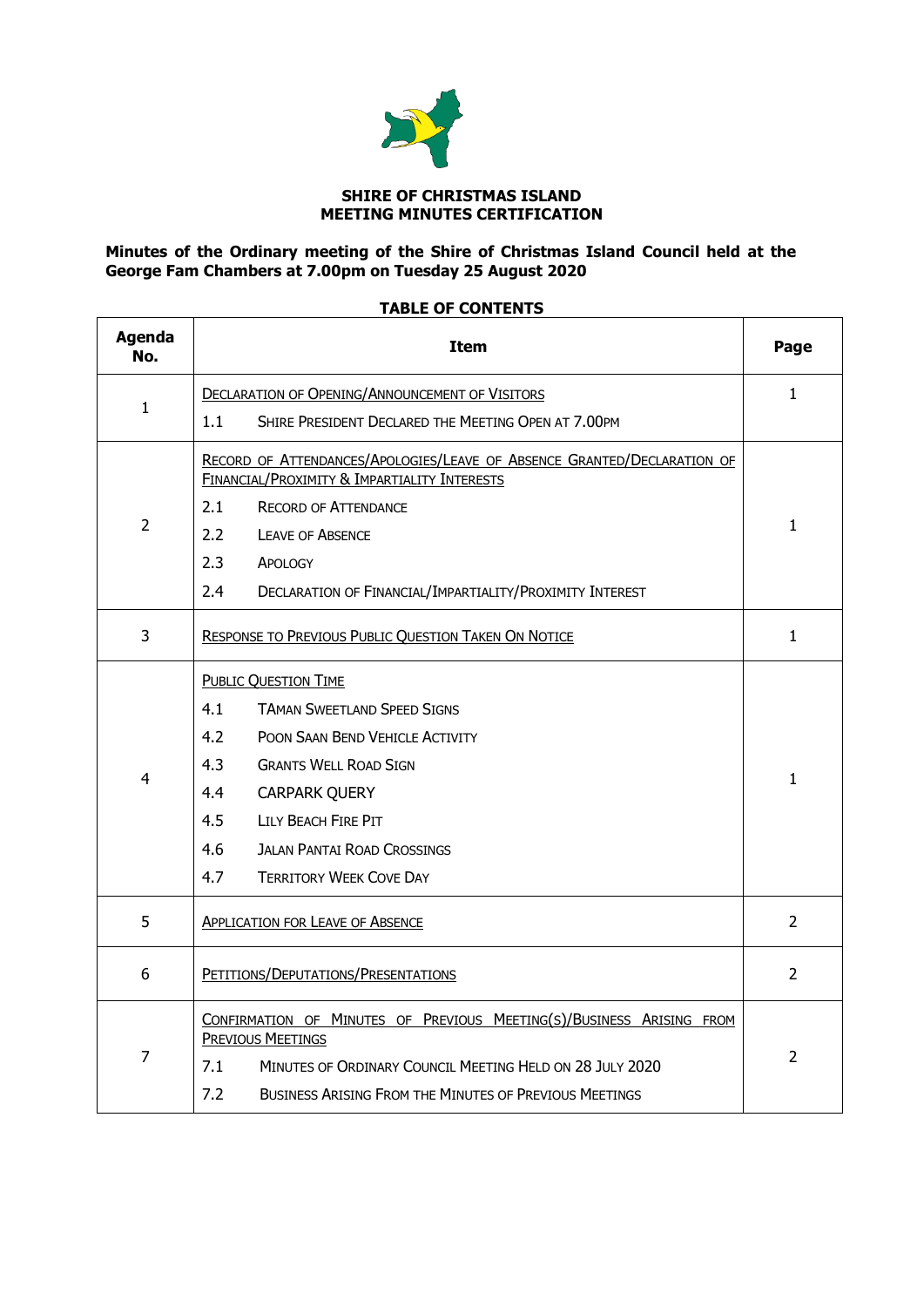**SHIRE OF CHRISTMAS ISLAND**
**MEETING MINUTES CERTIFICATION**

**Minutes of the Ordinary meeting of the Shire of Christmas Island Council held at the George Fam Chambers at 7.00pm on Tuesday 25 August 2020**

**TABLE OF CONTENTS**

| Agenda No. | Item | Page |
|---|---|---|
| 1 | DECLARATION OF OPENING/ANNOUNCEMENT OF VISITORS<br>1.1 SHIRE PRESIDENT DECLARED THE MEETING OPEN AT 7.00PM | 1 |
| 2 | RECORD OF ATTENDANCES/APOLOGIES/LEAVE OF ABSENCE GRANTED/DECLARATION OF FINANCIAL/PROXIMITY & IMPARTIALITY INTERESTS<br>2.1 RECORD OF ATTENDANCE<br>2.2 LEAVE OF ABSENCE<br>2.3 APOLOGY<br>2.4 DECLARATION OF FINANCIAL/IMPARTIALITY/PROXIMITY INTEREST | 1 |
| 3 | RESPONSE TO PREVIOUS PUBLIC QUESTION TAKEN ON NOTICE | 1 |
| 4 | PUBLIC QUESTION TIME<br>4.1 TAMAN SWEETLAND SPEED SIGNS<br>4.2 POON SAAN BEND VEHICLE ACTIVITY<br>4.3 GRANTS WELL ROAD SIGN<br>4.4 CARPARK QUERY<br>4.5 LILY BEACH FIRE PIT<br>4.6 JALAN PANTAI ROAD CROSSINGS<br>4.7 TERRITORY WEEK COVE DAY | 1 |
| 5 | APPLICATION FOR LEAVE OF ABSENCE | 2 |
| 6 | PETITIONS/DEPUTATIONS/PRESENTATIONS | 2 |
| 7 | CONFIRMATION OF MINUTES OF PREVIOUS MEETING(S)/BUSINESS ARISING FROM PREVIOUS MEETINGS<br>7.1 MINUTES OF ORDINARY COUNCIL MEETING HELD ON 28 JULY 2020<br>7.2 BUSINESS ARISING FROM THE MINUTES OF PREVIOUS MEETINGS | 2 |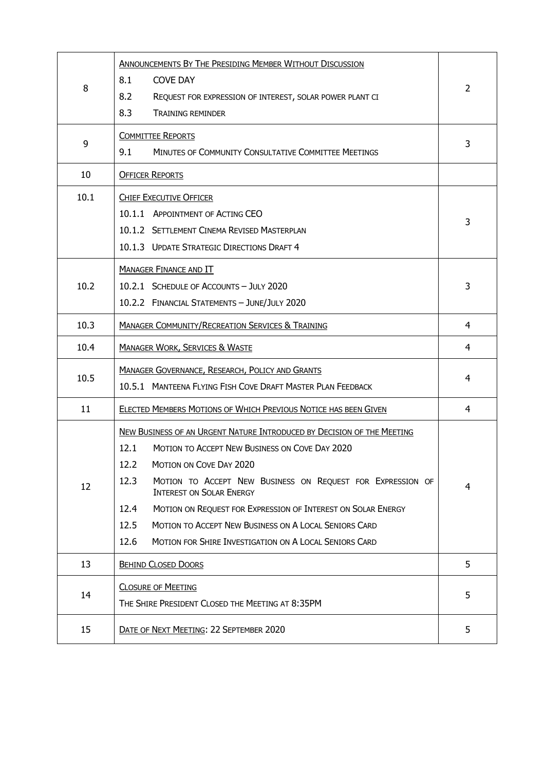| | | |
|---|---|---|
| 8 | ANNOUNCEMENTS BY THE PRESIDING MEMBER WITHOUT DISCUSSION<br>8.1 COVE DAY<br>8.2 REQUEST FOR EXPRESSION OF INTEREST, SOLAR POWER PLANT CI<br>8.3 TRAINING REMINDER | 2 |
| 9 | COMMITTEE REPORTS<br>9.1 MINUTES OF COMMUNITY CONSULTATIVE COMMITTEE MEETINGS | 3 |
| 10 | OFFICER REPORTS | |
| 10.1 | CHIEF EXECUTIVE OFFICER<br>10.1.1 APPOINTMENT OF ACTING CEO<br>10.1.2 SETTLEMENT CINEMA REVISED MASTERPLAN<br>10.1.3 UPDATE STRATEGIC DIRECTIONS DRAFT 4 | 3 |
| 10.2 | MANAGER FINANCE AND IT<br>10.2.1 SCHEDULE OF ACCOUNTS – JULY 2020<br>10.2.2 FINANCIAL STATEMENTS – JUNE/JULY 2020 | 3 |
| 10.3 | MANAGER COMMUNITY/RECREATION SERVICES & TRAINING | 4 |
| 10.4 | MANAGER WORK, SERVICES & WASTE | 4 |
| 10.5 | MANAGER GOVERNANCE, RESEARCH, POLICY AND GRANTS<br>10.5.1 MANTEENA FLYING FISH COVE DRAFT MASTER PLAN FEEDBACK | 4 |
| 11 | ELECTED MEMBERS MOTIONS OF WHICH PREVIOUS NOTICE HAS BEEN GIVEN | 4 |
| 12 | NEW BUSINESS OF AN URGENT NATURE INTRODUCED BY DECISION OF THE MEETING<br>12.1 MOTION TO ACCEPT NEW BUSINESS ON COVE DAY 2020<br>12.2 MOTION ON COVE DAY 2020<br>12.3 MOTION TO ACCEPT NEW BUSINESS ON REQUEST FOR EXPRESSION OF INTEREST ON SOLAR ENERGY<br>12.4 MOTION ON REQUEST FOR EXPRESSION OF INTEREST ON SOLAR ENERGY<br>12.5 MOTION TO ACCEPT NEW BUSINESS ON A LOCAL SENIORS CARD<br>12.6 MOTION FOR SHIRE INVESTIGATION ON A LOCAL SENIORS CARD | 4 |
| 13 | BEHIND CLOSED DOORS | 5 |
| 14 | CLOSURE OF MEETING<br>THE SHIRE PRESIDENT CLOSED THE MEETING AT 8:35PM | 5 |
| 15 | DATE OF NEXT MEETING: 22 SEPTEMBER 2020 | 5 |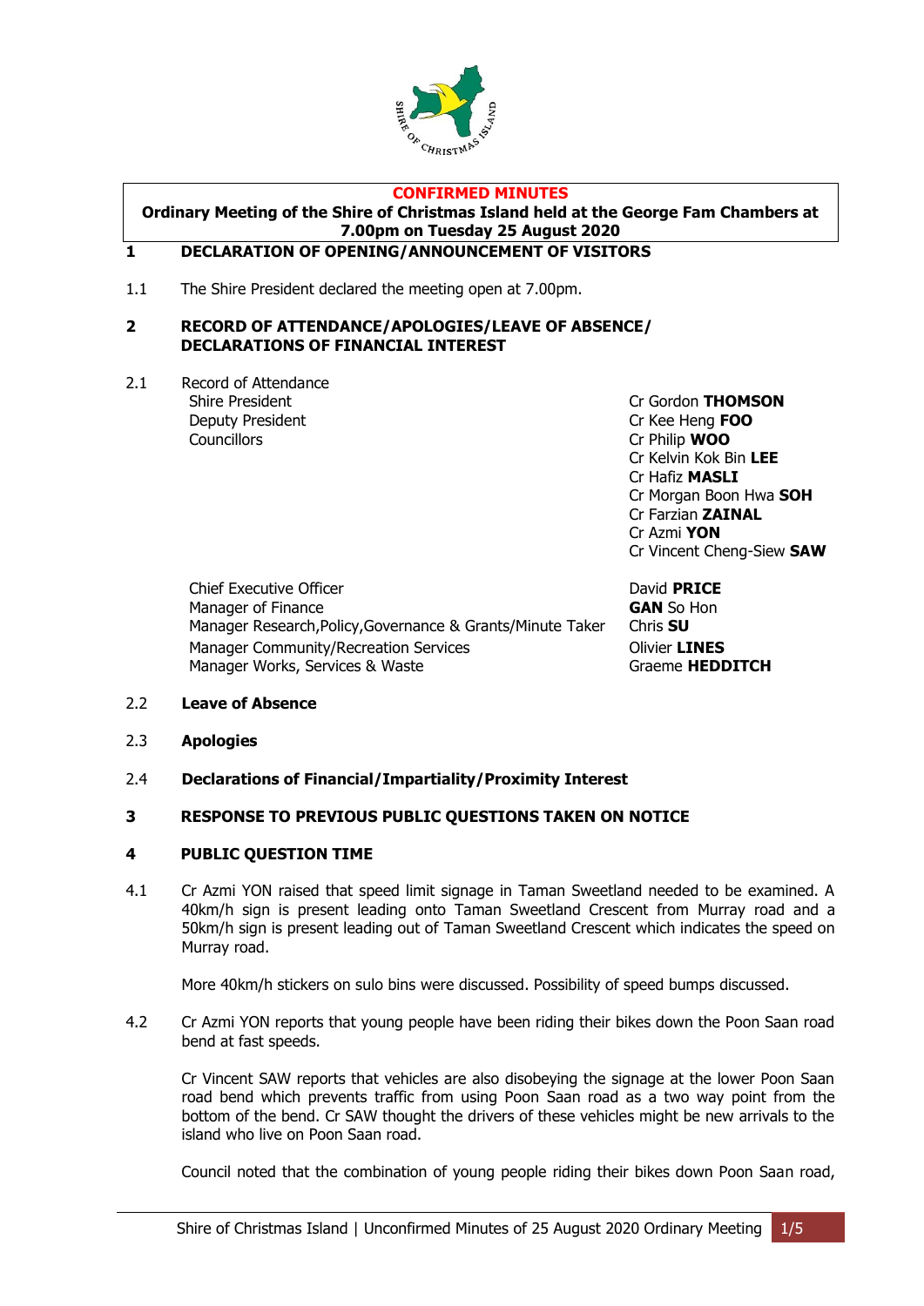**CONFIRMED MINUTES**

**Ordinary Meeting of the Shire of Christmas Island held at the George Fam Chambers at 7.00pm on Tuesday 25 August 2020**

## 1 DECLARATION OF OPENING/ANNOUNCEMENT OF VISITORS

1.1 The Shire President declared the meeting open at 7.00pm.

## 2 RECORD OF ATTENDANCE/APOLOGIES/LEAVE OF ABSENCE/ DECLARATIONS OF FINANCIAL INTEREST

2.1 Record of Attendance

| | |
|---|---|
| Shire President | Cr Gordon **THOMSON** |
| Deputy President | Cr Kee Heng **FOO** |
| Councillors | Cr Philip **WOO** |
| | Cr Kelvin Kok Bin **LEE** |
| | Cr Hafiz **MASLI** |
| | Cr Morgan Boon Hwa **SOH** |
| | Cr Farzian **ZAINAL** |
| | Cr Azmi **YON** |
| | Cr Vincent Cheng-Siew **SAW** |
| Chief Executive Officer | David **PRICE** |
| Manager of Finance | **GAN** So Hon |
| Manager Research,Policy,Governance & Grants/Minute Taker | Chris **SU** |
| Manager Community/Recreation Services | Olivier **LINES** |
| Manager Works, Services & Waste | Graeme **HEDDITCH** |

2.2 **Leave of Absence**

2.3 **Apologies**

2.4 **Declarations of Financial/Impartiality/Proximity Interest**

## 3 RESPONSE TO PREVIOUS PUBLIC QUESTIONS TAKEN ON NOTICE

## 4 PUBLIC QUESTION TIME

4.1 Cr Azmi YON raised that speed limit signage in Taman Sweetland needed to be examined. A 40km/h sign is present leading onto Taman Sweetland Crescent from Murray road and a 50km/h sign is present leading out of Taman Sweetland Crescent which indicates the speed on Murray road.

More 40km/h stickers on sulo bins were discussed. Possibility of speed bumps discussed.

4.2 Cr Azmi YON reports that young people have been riding their bikes down the Poon Saan road bend at fast speeds.

Cr Vincent SAW reports that vehicles are also disobeying the signage at the lower Poon Saan road bend which prevents traffic from using Poon Saan road as a two way point from the bottom of the bend. Cr SAW thought the drivers of these vehicles might be new arrivals to the island who live on Poon Saan road.

Council noted that the combination of young people riding their bikes down Poon Saan road,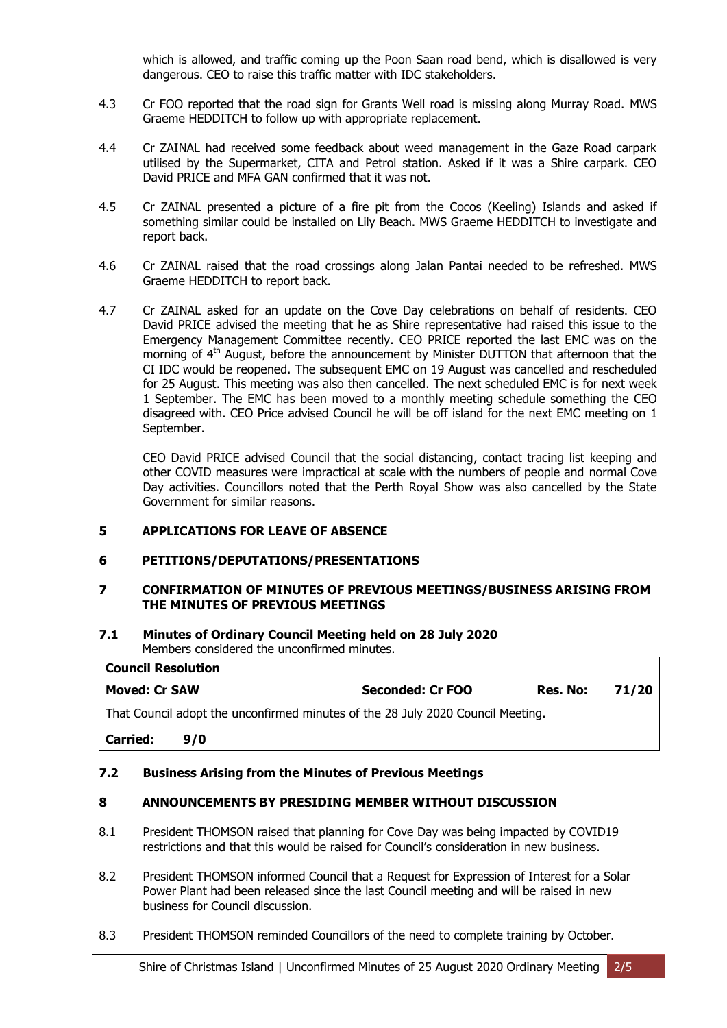which is allowed, and traffic coming up the Poon Saan road bend, which is disallowed is very dangerous. CEO to raise this traffic matter with IDC stakeholders.

4.3 Cr FOO reported that the road sign for Grants Well road is missing along Murray Road. MWS Graeme HEDDITCH to follow up with appropriate replacement.

4.4 Cr ZAINAL had received some feedback about weed management in the Gaze Road carpark utilised by the Supermarket, CITA and Petrol station. Asked if it was a Shire carpark. CEO David PRICE and MFA GAN confirmed that it was not.

4.5 Cr ZAINAL presented a picture of a fire pit from the Cocos (Keeling) Islands and asked if something similar could be installed on Lily Beach. MWS Graeme HEDDITCH to investigate and report back.

4.6 Cr ZAINAL raised that the road crossings along Jalan Pantai needed to be refreshed. MWS Graeme HEDDITCH to report back.

4.7 Cr ZAINAL asked for an update on the Cove Day celebrations on behalf of residents. CEO David PRICE advised the meeting that he as Shire representative had raised this issue to the Emergency Management Committee recently. CEO PRICE reported the last EMC was on the morning of 4th August, before the announcement by Minister DUTTON that afternoon that the CI IDC would be reopened. The subsequent EMC on 19 August was cancelled and rescheduled for 25 August. This meeting was also then cancelled. The next scheduled EMC is for next week 1 September. The EMC has been moved to a monthly meeting schedule something the CEO disagreed with. CEO Price advised Council he will be off island for the next EMC meeting on 1 September.

CEO David PRICE advised Council that the social distancing, contact tracing list keeping and other COVID measures were impractical at scale with the numbers of people and normal Cove Day activities. Councillors noted that the Perth Royal Show was also cancelled by the State Government for similar reasons.

## 5 APPLICATIONS FOR LEAVE OF ABSENCE

## 6 PETITIONS/DEPUTATIONS/PRESENTATIONS

## 7 CONFIRMATION OF MINUTES OF PREVIOUS MEETINGS/BUSINESS ARISING FROM THE MINUTES OF PREVIOUS MEETINGS

### 7.1 Minutes of Ordinary Council Meeting held on 28 July 2020

Members considered the unconfirmed minutes.

| **Council Resolution** | | | |
|---|---|---|---|
| **Moved: Cr SAW** | **Seconded: Cr FOO** | **Res. No:** | **71/20** |
| That Council adopt the unconfirmed minutes of the 28 July 2020 Council Meeting. | | | |
| **Carried: 9/0** | | | |

### 7.2 Business Arising from the Minutes of Previous Meetings

## 8 ANNOUNCEMENTS BY PRESIDING MEMBER WITHOUT DISCUSSION

8.1 President THOMSON raised that planning for Cove Day was being impacted by COVID19 restrictions and that this would be raised for Council's consideration in new business.

8.2 President THOMSON informed Council that a Request for Expression of Interest for a Solar Power Plant had been released since the last Council meeting and will be raised in new business for Council discussion.

8.3 President THOMSON reminded Councillors of the need to complete training by October.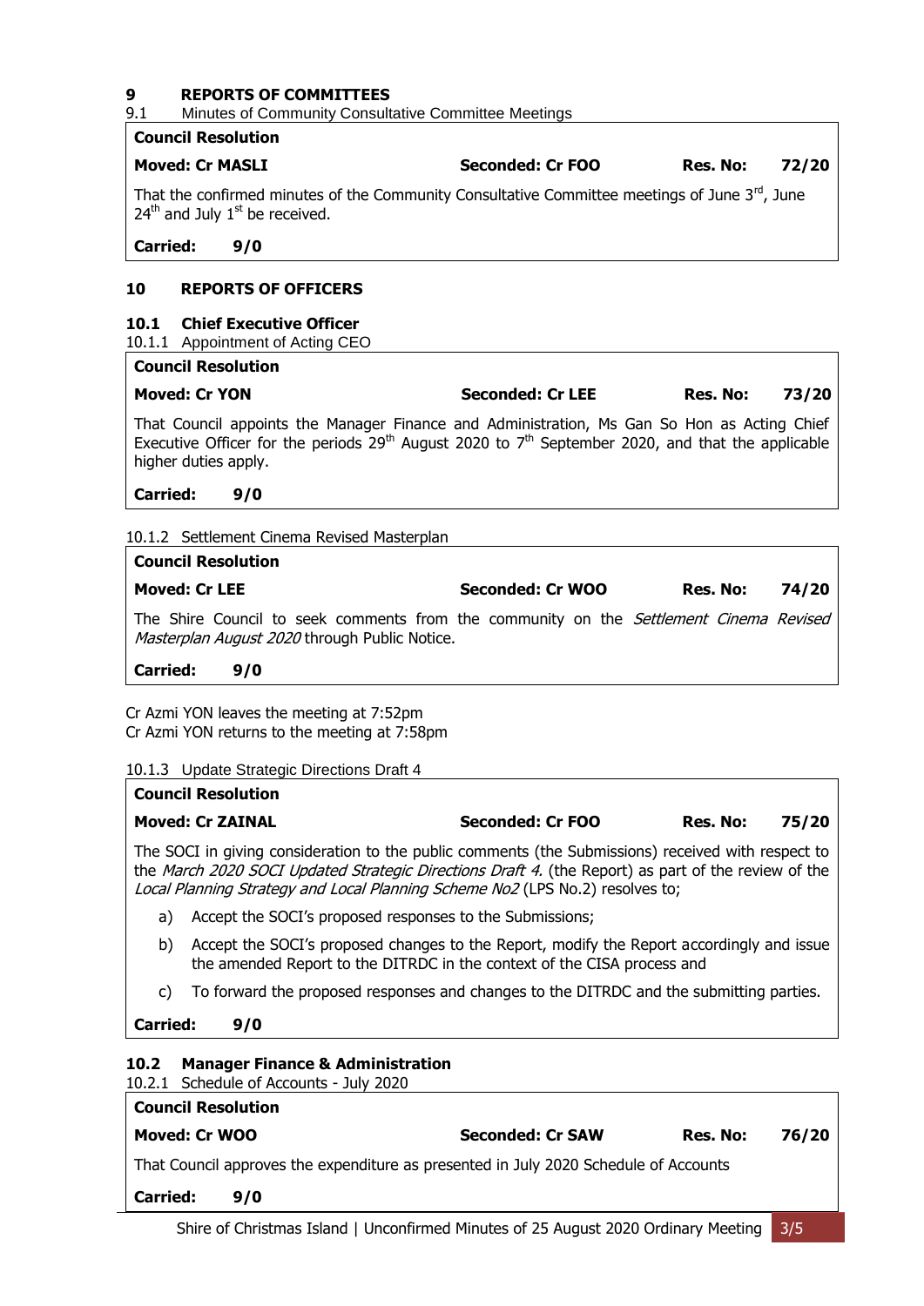# 9 REPORTS OF COMMITTEES

### 9.1 Minutes of Community Consultative Committee Meetings

**Council Resolution**

**Moved: Cr MASLI** | **Seconded: Cr FOO** | **Res. No: 72/20**

That the confirmed minutes of the Community Consultative Committee meetings of June 3rd, June 24th and July 1st be received.

**Carried: 9/0**

# 10 REPORTS OF OFFICERS

## 10.1 Chief Executive Officer

### 10.1.1 Appointment of Acting CEO

**Council Resolution**

**Moved: Cr YON** | **Seconded: Cr LEE** | **Res. No: 73/20**

That Council appoints the Manager Finance and Administration, Ms Gan So Hon as Acting Chief Executive Officer for the periods 29th August 2020 to 7th September 2020, and that the applicable higher duties apply.

**Carried: 9/0**

### 10.1.2 Settlement Cinema Revised Masterplan

**Council Resolution**

**Moved: Cr LEE** | **Seconded: Cr WOO** | **Res. No: 74/20**

The Shire Council to seek comments from the community on the *Settlement Cinema Revised Masterplan August 2020* through Public Notice.

**Carried: 9/0**

Cr Azmi YON leaves the meeting at 7:52pm
Cr Azmi YON returns to the meeting at 7:58pm

### 10.1.3 Update Strategic Directions Draft 4

**Council Resolution**

**Moved: Cr ZAINAL** | **Seconded: Cr FOO** | **Res. No: 75/20**

The SOCI in giving consideration to the public comments (the Submissions) received with respect to the *March 2020 SOCI Updated Strategic Directions Draft 4.* (the Report) as part of the review of the *Local Planning Strategy and Local Planning Scheme No2* (LPS No.2) resolves to;

a) Accept the SOCI's proposed responses to the Submissions;

b) Accept the SOCI's proposed changes to the Report, modify the Report accordingly and issue the amended Report to the DITRDC in the context of the CISA process and

c) To forward the proposed responses and changes to the DITRDC and the submitting parties.

**Carried: 9/0**

## 10.2 Manager Finance & Administration

### 10.2.1 Schedule of Accounts - July 2020

**Council Resolution**

**Moved: Cr WOO** | **Seconded: Cr SAW** | **Res. No: 76/20**

That Council approves the expenditure as presented in July 2020 Schedule of Accounts

**Carried: 9/0**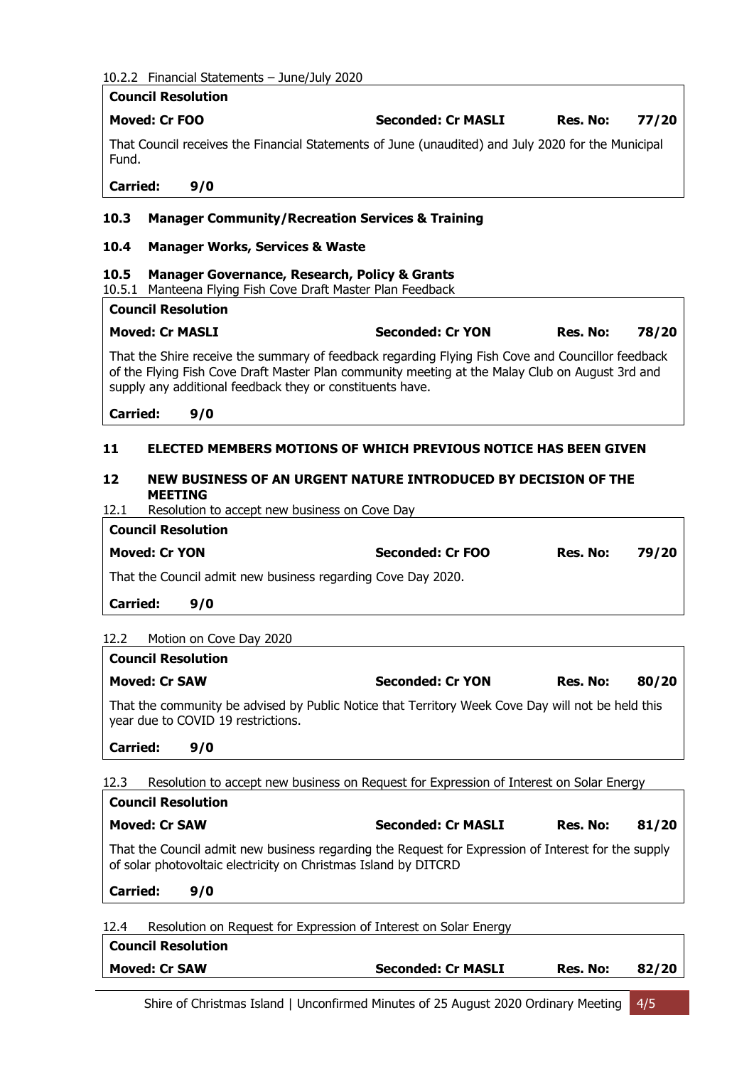10.2.2 Financial Statements – June/July 2020

**Council Resolution**

**Moved: Cr FOO** **Seconded: Cr MASLI** **Res. No: 77/20**

That Council receives the Financial Statements of June (unaudited) and July 2020 for the Municipal Fund.

**Carried: 9/0**

### 10.3 Manager Community/Recreation Services & Training

### 10.4 Manager Works, Services & Waste

### 10.5 Manager Governance, Research, Policy & Grants

10.5.1 Manteena Flying Fish Cove Draft Master Plan Feedback

**Council Resolution**

**Moved: Cr MASLI** **Seconded: Cr YON** **Res. No: 78/20**

That the Shire receive the summary of feedback regarding Flying Fish Cove and Councillor feedback of the Flying Fish Cove Draft Master Plan community meeting at the Malay Club on August 3rd and supply any additional feedback they or constituents have.

**Carried: 9/0**

## 11 ELECTED MEMBERS MOTIONS OF WHICH PREVIOUS NOTICE HAS BEEN GIVEN

## 12 NEW BUSINESS OF AN URGENT NATURE INTRODUCED BY DECISION OF THE MEETING

12.1 Resolution to accept new business on Cove Day

**Council Resolution**

**Moved: Cr YON** **Seconded: Cr FOO** **Res. No: 79/20**

That the Council admit new business regarding Cove Day 2020.

**Carried: 9/0**

12.2 Motion on Cove Day 2020

**Council Resolution**

**Moved: Cr SAW** **Seconded: Cr YON** **Res. No: 80/20**

That the community be advised by Public Notice that Territory Week Cove Day will not be held this year due to COVID 19 restrictions.

**Carried: 9/0**

12.3 Resolution to accept new business on Request for Expression of Interest on Solar Energy

**Council Resolution**

**Moved: Cr SAW** **Seconded: Cr MASLI** **Res. No: 81/20**

That the Council admit new business regarding the Request for Expression of Interest for the supply of solar photovoltaic electricity on Christmas Island by DITCRD

**Carried: 9/0**

12.4 Resolution on Request for Expression of Interest on Solar Energy

**Council Resolution**

**Moved: Cr SAW** **Seconded: Cr MASLI** **Res. No: 82/20**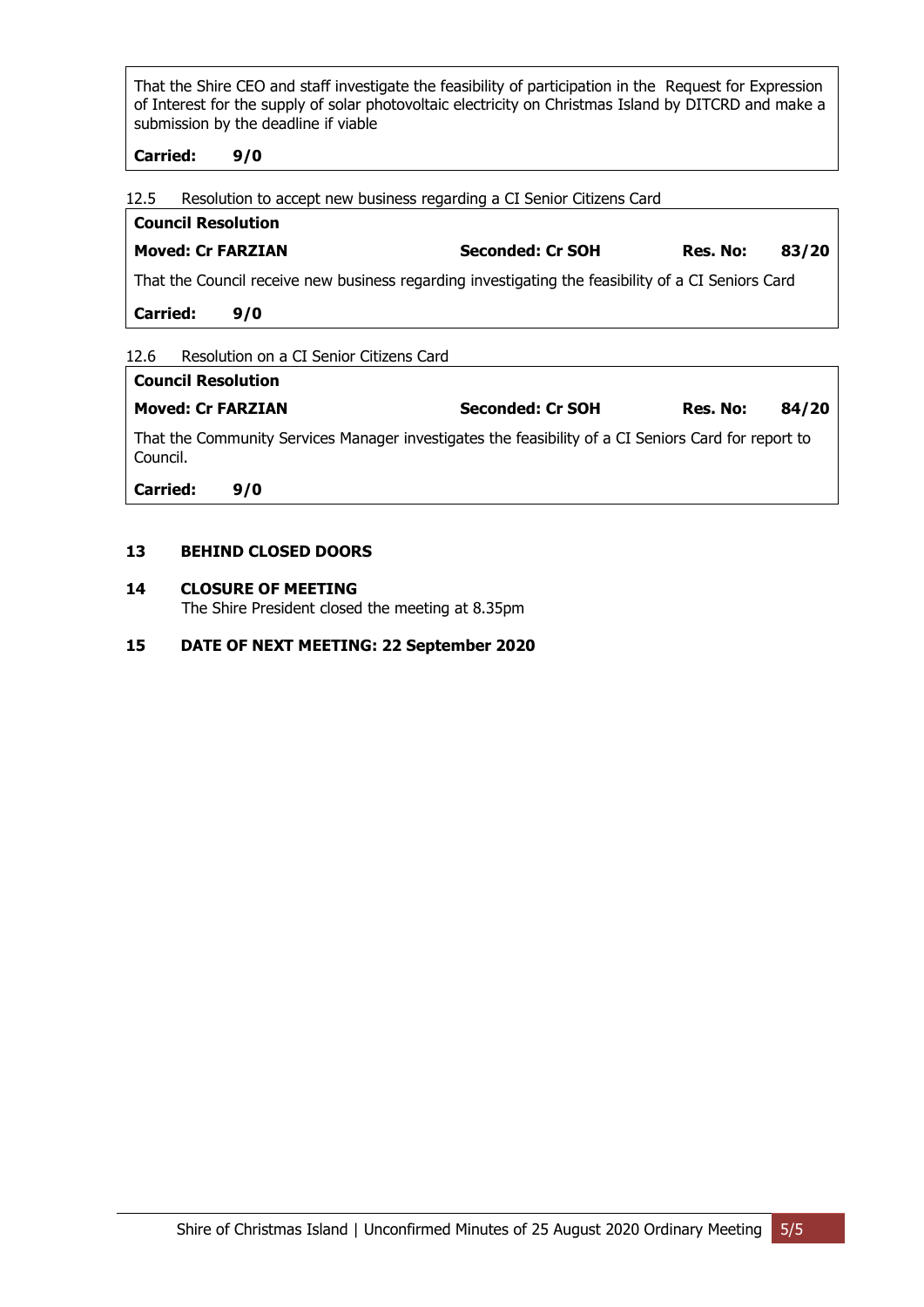That the Shire CEO and staff investigate the feasibility of participation in the Request for Expression of Interest for the supply of solar photovoltaic electricity on Christmas Island by DITCRD and make a submission by the deadline if viable

**Carried: 9/0**

12.5 Resolution to accept new business regarding a CI Senior Citizens Card

| **Council Resolution** | | | |
|---|---|---|---|
| **Moved: Cr FARZIAN** | **Seconded: Cr SOH** | **Res. No:** | **83/20** |

That the Council receive new business regarding investigating the feasibility of a CI Seniors Card

**Carried: 9/0**

12.6 Resolution on a CI Senior Citizens Card

| **Council Resolution** | | | |
|---|---|---|---|
| **Moved: Cr FARZIAN** | **Seconded: Cr SOH** | **Res. No:** | **84/20** |

That the Community Services Manager investigates the feasibility of a CI Seniors Card for report to Council.

**Carried: 9/0**

## 13 BEHIND CLOSED DOORS

## 14 CLOSURE OF MEETING

The Shire President closed the meeting at 8.35pm

## 15 DATE OF NEXT MEETING: 22 September 2020